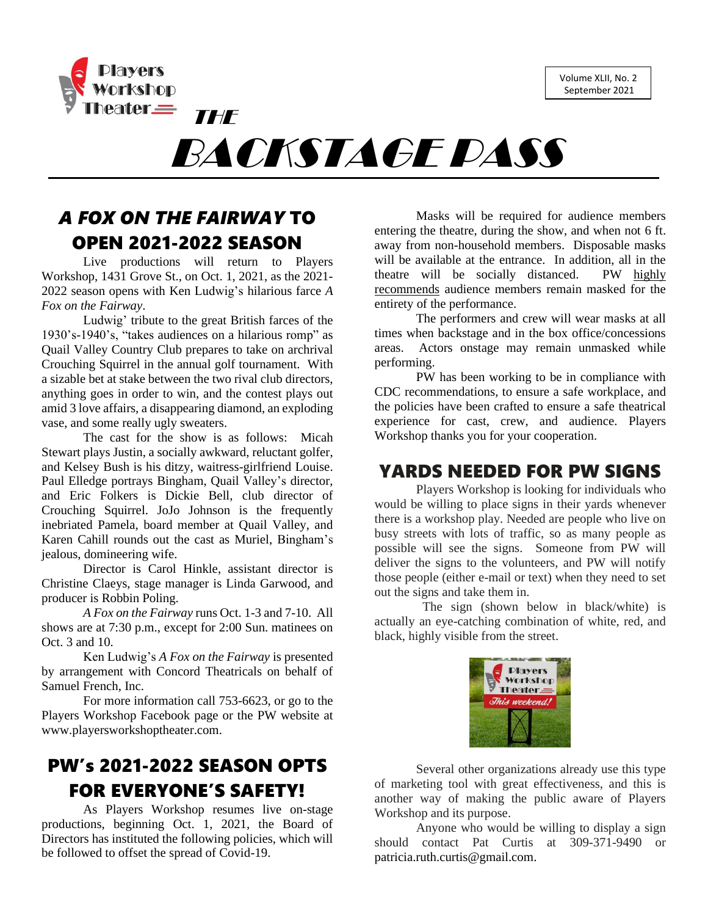Players Workshop Theater

Volume XLII, No. 2
September 2021

# THE BACKSTAGE PASS

## *A FOX ON THE FAIRWAY* TO OPEN 2021-2022 SEASON

Live productions will return to Players Workshop, 1431 Grove St., on Oct. 1, 2021, as the 2021-2022 season opens with Ken Ludwig's hilarious farce *A Fox on the Fairway*.

Ludwig' tribute to the great British farces of the 1930's-1940's, "takes audiences on a hilarious romp" as Quail Valley Country Club prepares to take on archrival Crouching Squirrel in the annual golf tournament. With a sizable bet at stake between the two rival club directors, anything goes in order to win, and the contest plays out amid 3 love affairs, a disappearing diamond, an exploding vase, and some really ugly sweaters.

The cast for the show is as follows: Micah Stewart plays Justin, a socially awkward, reluctant golfer, and Kelsey Bush is his ditzy, waitress-girlfriend Louise. Paul Elledge portrays Bingham, Quail Valley's director, and Eric Folkers is Dickie Bell, club director of Crouching Squirrel. JoJo Johnson is the frequently inebriated Pamela, board member at Quail Valley, and Karen Cahill rounds out the cast as Muriel, Bingham's jealous, domineering wife.

Director is Carol Hinkle, assistant director is Christine Claeys, stage manager is Linda Garwood, and producer is Robbin Poling.

*A Fox on the Fairway* runs Oct. 1-3 and 7-10. All shows are at 7:30 p.m., except for 2:00 Sun. matinees on Oct. 3 and 10.

Ken Ludwig's *A Fox on the Fairway* is presented by arrangement with Concord Theatricals on behalf of Samuel French, Inc.

For more information call 753-6623, or go to the Players Workshop Facebook page or the PW website at www.playersworkshoptheater.com.

## PW's 2021-2022 SEASON OPTS FOR EVERYONE'S SAFETY!

As Players Workshop resumes live on-stage productions, beginning Oct. 1, 2021, the Board of Directors has instituted the following policies, which will be followed to offset the spread of Covid-19.

Masks will be required for audience members entering the theatre, during the show, and when not 6 ft. away from non-household members. Disposable masks will be available at the entrance. In addition, all in the theatre will be socially distanced. PW highly recommends audience members remain masked for the entirety of the performance.

The performers and crew will wear masks at all times when backstage and in the box office/concessions areas. Actors onstage may remain unmasked while performing.

PW has been working to be in compliance with CDC recommendations, to ensure a safe workplace, and the policies have been crafted to ensure a safe theatrical experience for cast, crew, and audience. Players Workshop thanks you for your cooperation.

## YARDS NEEDED FOR PW SIGNS

Players Workshop is looking for individuals who would be willing to place signs in their yards whenever there is a workshop play. Needed are people who live on busy streets with lots of traffic, so as many people as possible will see the signs. Someone from PW will deliver the signs to the volunteers, and PW will notify those people (either e-mail or text) when they need to set out the signs and take them in.

The sign (shown below in black/white) is actually an eye-catching combination of white, red, and black, highly visible from the street.

Several other organizations already use this type of marketing tool with great effectiveness, and this is another way of making the public aware of Players Workshop and its purpose.

Anyone who would be willing to display a sign should contact Pat Curtis at 309-371-9490 or patricia.ruth.curtis@gmail.com.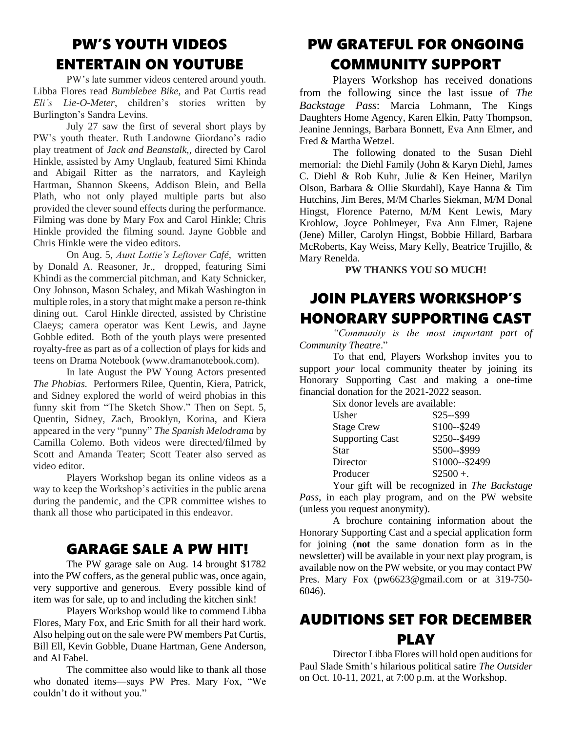## PW'S YOUTH VIDEOS ENTERTAIN ON YOUTUBE

PW's late summer videos centered around youth. Libba Flores read *Bumblebee Bike*, and Pat Curtis read *Eli's Lie-O-Meter*, children's stories written by Burlington's Sandra Levins.

July 27 saw the first of several short plays by PW's youth theater. Ruth Landowne Giordano's radio play treatment of *Jack and Beanstalk*,, directed by Carol Hinkle, assisted by Amy Unglaub, featured Simi Khinda and Abigail Ritter as the narrators, and Kayleigh Hartman, Shannon Skeens, Addison Blein, and Bella Plath, who not only played multiple parts but also provided the clever sound effects during the performance. Filming was done by Mary Fox and Carol Hinkle; Chris Hinkle provided the filming sound. Jayne Gobble and Chris Hinkle were the video editors.

On Aug. 5, *Aunt Lottie's Leftover Café*, written by Donald A. Reasoner, Jr., dropped, featuring Simi Khindi as the commercial pitchman, and Katy Schnicker, Ony Johnson, Mason Schaley, and Mikah Washington in multiple roles, in a story that might make a person re-think dining out. Carol Hinkle directed, assisted by Christine Claeys; camera operator was Kent Lewis, and Jayne Gobble edited. Both of the youth plays were presented royalty-free as part as of a collection of plays for kids and teens on Drama Notebook (www.dramanotebook.com).

In late August the PW Young Actors presented *The Phobias*. Performers Rilee, Quentin, Kiera, Patrick, and Sidney explored the world of weird phobias in this funny skit from "The Sketch Show." Then on Sept. 5, Quentin, Sidney, Zach, Brooklyn, Korina, and Kiera appeared in the very "punny" *The Spanish Melodrama* by Camilla Colemo. Both videos were directed/filmed by Scott and Amanda Teater; Scott Teater also served as video editor.

Players Workshop began its online videos as a way to keep the Workshop's activities in the public arena during the pandemic, and the CPR committee wishes to thank all those who participated in this endeavor.

## GARAGE SALE A PW HIT!

The PW garage sale on Aug. 14 brought $1782 into the PW coffers, as the general public was, once again, very supportive and generous. Every possible kind of item was for sale, up to and including the kitchen sink!

Players Workshop would like to commend Libba Flores, Mary Fox, and Eric Smith for all their hard work. Also helping out on the sale were PW members Pat Curtis, Bill Ell, Kevin Gobble, Duane Hartman, Gene Anderson, and Al Fabel.

The committee also would like to thank all those who donated items—says PW Pres. Mary Fox, "We couldn't do it without you."

## PW GRATEFUL FOR ONGOING COMMUNITY SUPPORT

Players Workshop has received donations from the following since the last issue of *The Backstage Pass*: Marcia Lohmann, The Kings Daughters Home Agency, Karen Elkin, Patty Thompson, Jeanine Jennings, Barbara Bonnett, Eva Ann Elmer, and Fred & Martha Wetzel.

The following donated to the Susan Diehl memorial: the Diehl Family (John & Karyn Diehl, James C. Diehl & Rob Kuhr, Julie & Ken Heiner, Marilyn Olson, Barbara & Ollie Skurdahl), Kaye Hanna & Tim Hutchins, Jim Beres, M/M Charles Siekman, M/M Donal Hingst, Florence Paterno, M/M Kent Lewis, Mary Krohlow, Joyce Pohlmeyer, Eva Ann Elmer, Rajene (Jene) Miller, Carolyn Hingst, Bobbie Hillard, Barbara McRoberts, Kay Weiss, Mary Kelly, Beatrice Trujillo, & Mary Renelda.

**PW THANKS YOU SO MUCH!**

## JOIN PLAYERS WORKSHOP'S HONORARY SUPPORTING CAST

*"Community is the most important part of Community Theatre*."

To that end, Players Workshop invites you to support *your* local community theater by joining its Honorary Supporting Cast and making a one-time financial donation for the 2021-2022 season.

Six donor levels are available:

| | |
|---|---|
| Usher | $25--$99 |
| Stage Crew | $100--$249 |
| Supporting Cast | $250--$499 |
| Star | $500--$999 |
| Director | $1000--$2499 |
| Producer | $2500 +. |

Your gift will be recognized in *The Backstage Pass*, in each play program, and on the PW website (unless you request anonymity).

A brochure containing information about the Honorary Supporting Cast and a special application form for joining (**not** the same donation form as in the newsletter) will be available in your next play program, is available now on the PW website, or you may contact PW Pres. Mary Fox (pw6623@gmail.com or at 319-750-6046).

## AUDITIONS SET FOR DECEMBER PLAY

Director Libba Flores will hold open auditions for Paul Slade Smith's hilarious political satire *The Outsider* on Oct. 10-11, 2021, at 7:00 p.m. at the Workshop.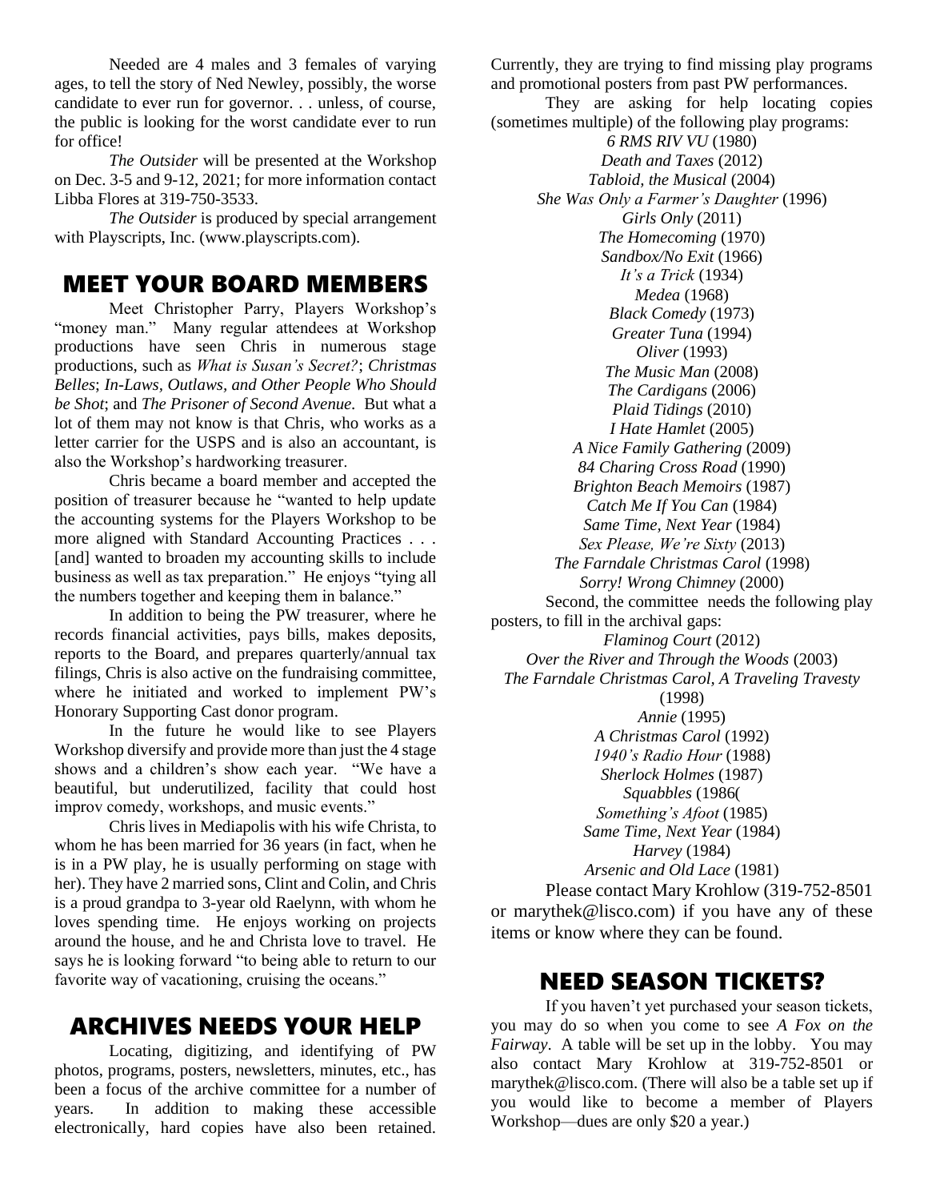Needed are 4 males and 3 females of varying ages, to tell the story of Ned Newley, possibly, the worse candidate to ever run for governor. . . unless, of course, the public is looking for the worst candidate ever to run for office!

*The Outsider* will be presented at the Workshop on Dec. 3-5 and 9-12, 2021; for more information contact Libba Flores at 319-750-3533.

*The Outsider* is produced by special arrangement with Playscripts, Inc. (www.playscripts.com).

## MEET YOUR BOARD MEMBERS

Meet Christopher Parry, Players Workshop's "money man." Many regular attendees at Workshop productions have seen Chris in numerous stage productions, such as *What is Susan's Secret?*; *Christmas Belles*; *In-Laws, Outlaws, and Other People Who Should be Shot*; and *The Prisoner of Second Avenue*. But what a lot of them may not know is that Chris, who works as a letter carrier for the USPS and is also an accountant, is also the Workshop's hardworking treasurer.

Chris became a board member and accepted the position of treasurer because he "wanted to help update the accounting systems for the Players Workshop to be more aligned with Standard Accounting Practices . . . [and] wanted to broaden my accounting skills to include business as well as tax preparation." He enjoys "tying all the numbers together and keeping them in balance."

In addition to being the PW treasurer, where he records financial activities, pays bills, makes deposits, reports to the Board, and prepares quarterly/annual tax filings, Chris is also active on the fundraising committee, where he initiated and worked to implement PW's Honorary Supporting Cast donor program.

In the future he would like to see Players Workshop diversify and provide more than just the 4 stage shows and a children's show each year. "We have a beautiful, but underutilized, facility that could host improv comedy, workshops, and music events."

Chris lives in Mediapolis with his wife Christa, to whom he has been married for 36 years (in fact, when he is in a PW play, he is usually performing on stage with her). They have 2 married sons, Clint and Colin, and Chris is a proud grandpa to 3-year old Raelynn, with whom he loves spending time. He enjoys working on projects around the house, and he and Christa love to travel. He says he is looking forward "to being able to return to our favorite way of vacationing, cruising the oceans."

## ARCHIVES NEEDS YOUR HELP

Locating, digitizing, and identifying of PW photos, programs, posters, newsletters, minutes, etc., has been a focus of the archive committee for a number of years. In addition to making these accessible electronically, hard copies have also been retained. Currently, they are trying to find missing play programs and promotional posters from past PW performances.

They are asking for help locating copies (sometimes multiple) of the following play programs:

*6 RMS RIV VU* (1980)
*Death and Taxes* (2012)
*Tabloid, the Musical* (2004)
*She Was Only a Farmer's Daughter* (1996)
*Girls Only* (2011)
*The Homecoming* (1970)
*Sandbox/No Exit* (1966)
*It's a Trick* (1934)
*Medea* (1968)
*Black Comedy* (1973)
*Greater Tuna* (1994)
*Oliver* (1993)
*The Music Man* (2008)
*The Cardigans* (2006)
*Plaid Tidings* (2010)
*I Hate Hamlet* (2005)
*A Nice Family Gathering* (2009)
*84 Charing Cross Road* (1990)
*Brighton Beach Memoirs* (1987)
*Catch Me If You Can* (1984)
*Same Time, Next Year* (1984)
*Sex Please, We're Sixty* (2013)
*The Farndale Christmas Carol* (1998)
*Sorry! Wrong Chimney* (2000)

Second, the committee needs the following play posters, to fill in the archival gaps:

*Flaminog Court* (2012)
*Over the River and Through the Woods* (2003)
*The Farndale Christmas Carol, A Traveling Travesty* (1998)
*Annie* (1995)
*A Christmas Carol* (1992)
*1940's Radio Hour* (1988)
*Sherlock Holmes* (1987)
*Squabbles* (1986(
*Something's Afoot* (1985)
*Same Time, Next Year* (1984)
*Harvey* (1984)
*Arsenic and Old Lace* (1981)

Please contact Mary Krohlow (319-752-8501 or marythek@lisco.com) if you have any of these items or know where they can be found.

## NEED SEASON TICKETS?

If you haven't yet purchased your season tickets, you may do so when you come to see *A Fox on the Fairway*. A table will be set up in the lobby. You may also contact Mary Krohlow at 319-752-8501 or marythek@lisco.com. (There will also be a table set up if you would like to become a member of Players Workshop—dues are only $20 a year.)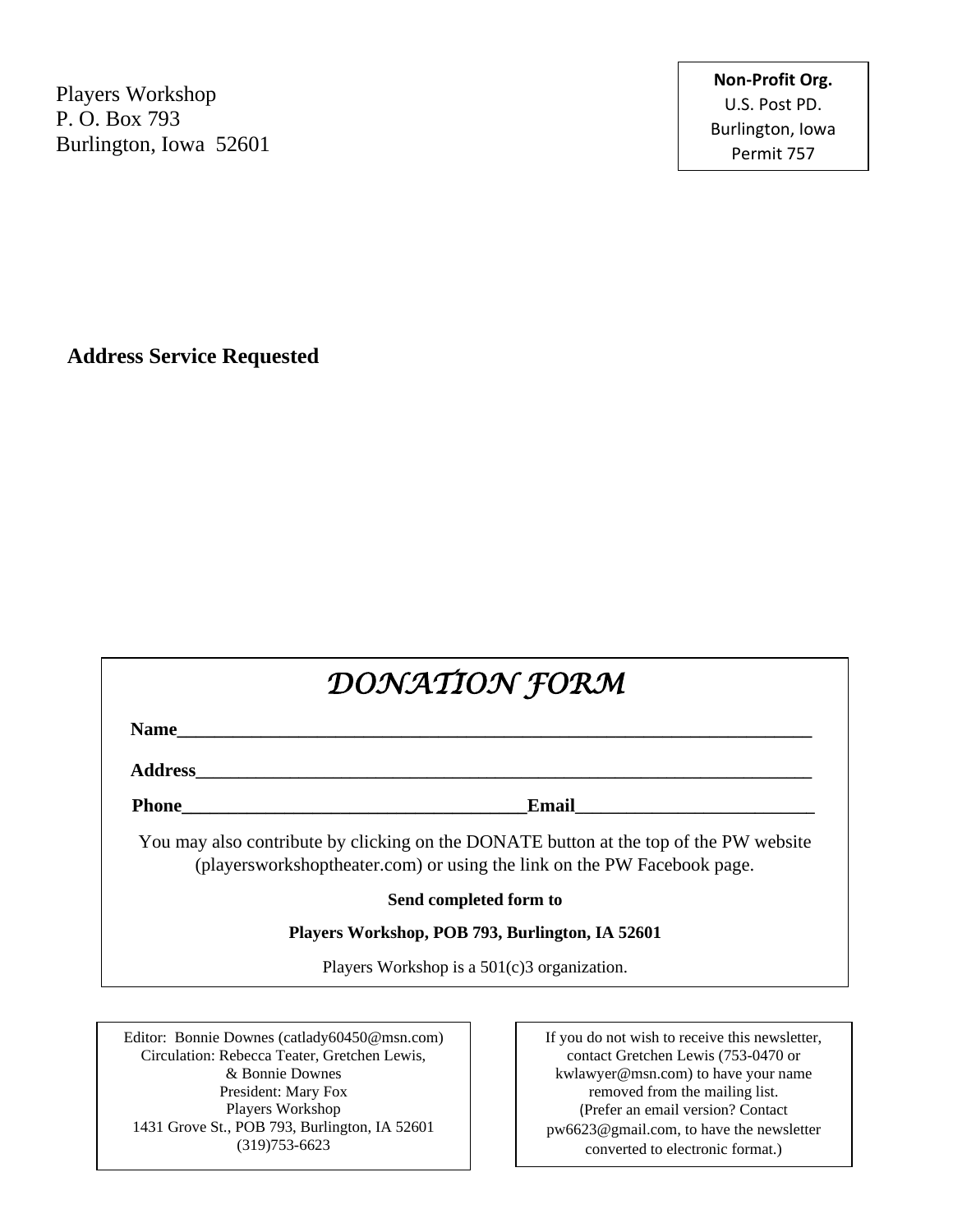Players Workshop
P. O. Box 793
Burlington, Iowa 52601

**Non-Profit Org.**
U.S. Post PD.
Burlington, Iowa
Permit 757

**Address Service Requested**

## *DONATION FORM*

**Name**_______________________________________________________________________

**Address**_____________________________________________________________________

**Phone**_____________________________________**Email**__________________________

You may also contribute by clicking on the DONATE button at the top of the PW website (playersworkshoptheater.com) or using the link on the PW Facebook page.

**Send completed form to**

**Players Workshop, POB 793, Burlington, IA 52601**

Players Workshop is a 501(c)3 organization.

Editor: Bonnie Downes (catlady60450@msn.com)
Circulation: Rebecca Teater, Gretchen Lewis, & Bonnie Downes
President: Mary Fox
Players Workshop
1431 Grove St., POB 793, Burlington, IA 52601
(319)753-6623

If you do not wish to receive this newsletter, contact Gretchen Lewis (753-0470 or kwlawyer@msn.com) to have your name removed from the mailing list.
(Prefer an email version? Contact pw6623@gmail.com, to have the newsletter converted to electronic format.)